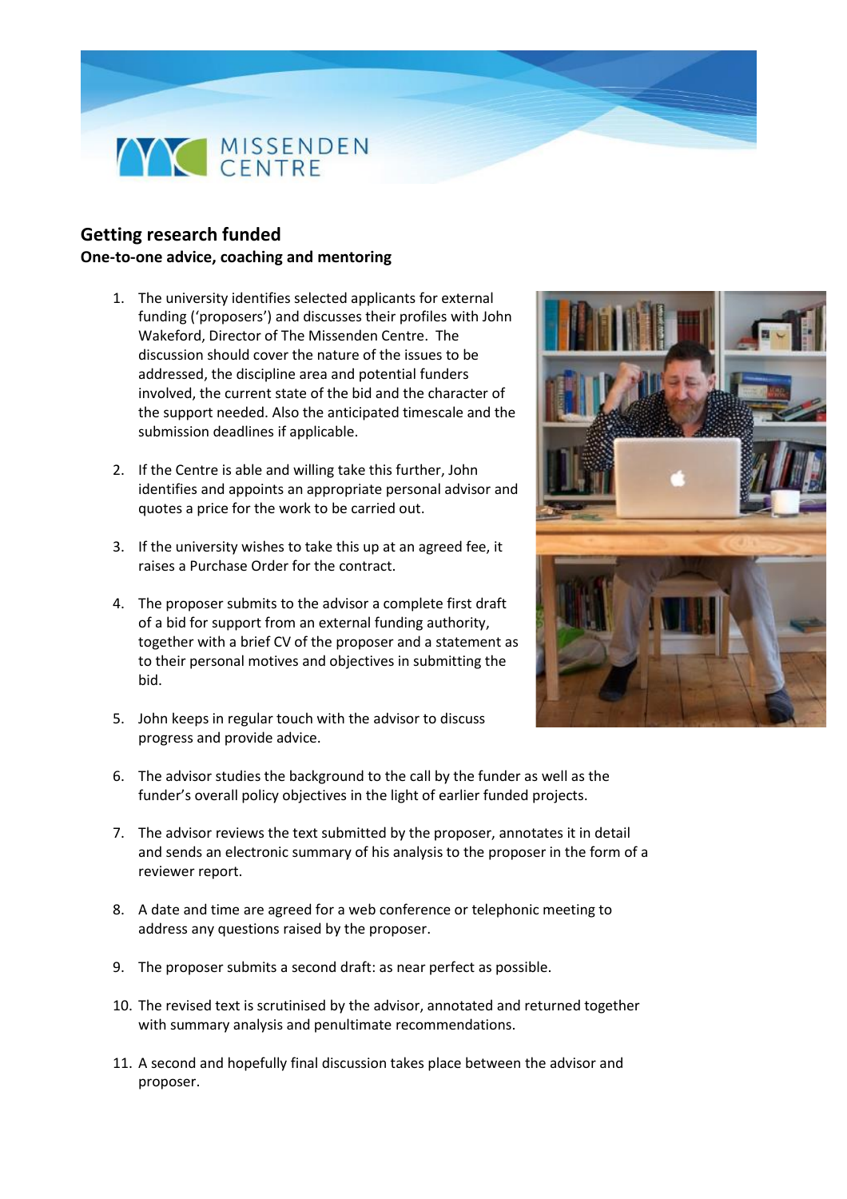MISSENDEN CENTRE

## Getting research funded

**One-to-one advice, coaching and mentoring**

1. The university identifies selected applicants for external funding ('proposers') and discusses their profiles with John Wakeford, Director of The Missenden Centre. The discussion should cover the nature of the issues to be addressed, the discipline area and potential funders involved, the current state of the bid and the character of the support needed. Also the anticipated timescale and the submission deadlines if applicable.

2. If the Centre is able and willing take this further, John identifies and appoints an appropriate personal advisor and quotes a price for the work to be carried out.

3. If the university wishes to take this up at an agreed fee, it raises a Purchase Order for the contract.

4. The proposer submits to the advisor a complete first draft of a bid for support from an external funding authority, together with a brief CV of the proposer and a statement as to their personal motives and objectives in submitting the bid.

5. John keeps in regular touch with the advisor to discuss progress and provide advice.

6. The advisor studies the background to the call by the funder as well as the funder's overall policy objectives in the light of earlier funded projects.

7. The advisor reviews the text submitted by the proposer, annotates it in detail and sends an electronic summary of his analysis to the proposer in the form of a reviewer report.

8. A date and time are agreed for a web conference or telephonic meeting to address any questions raised by the proposer.

9. The proposer submits a second draft: as near perfect as possible.

10. The revised text is scrutinised by the advisor, annotated and returned together with summary analysis and penultimate recommendations.

11. A second and hopefully final discussion takes place between the advisor and proposer.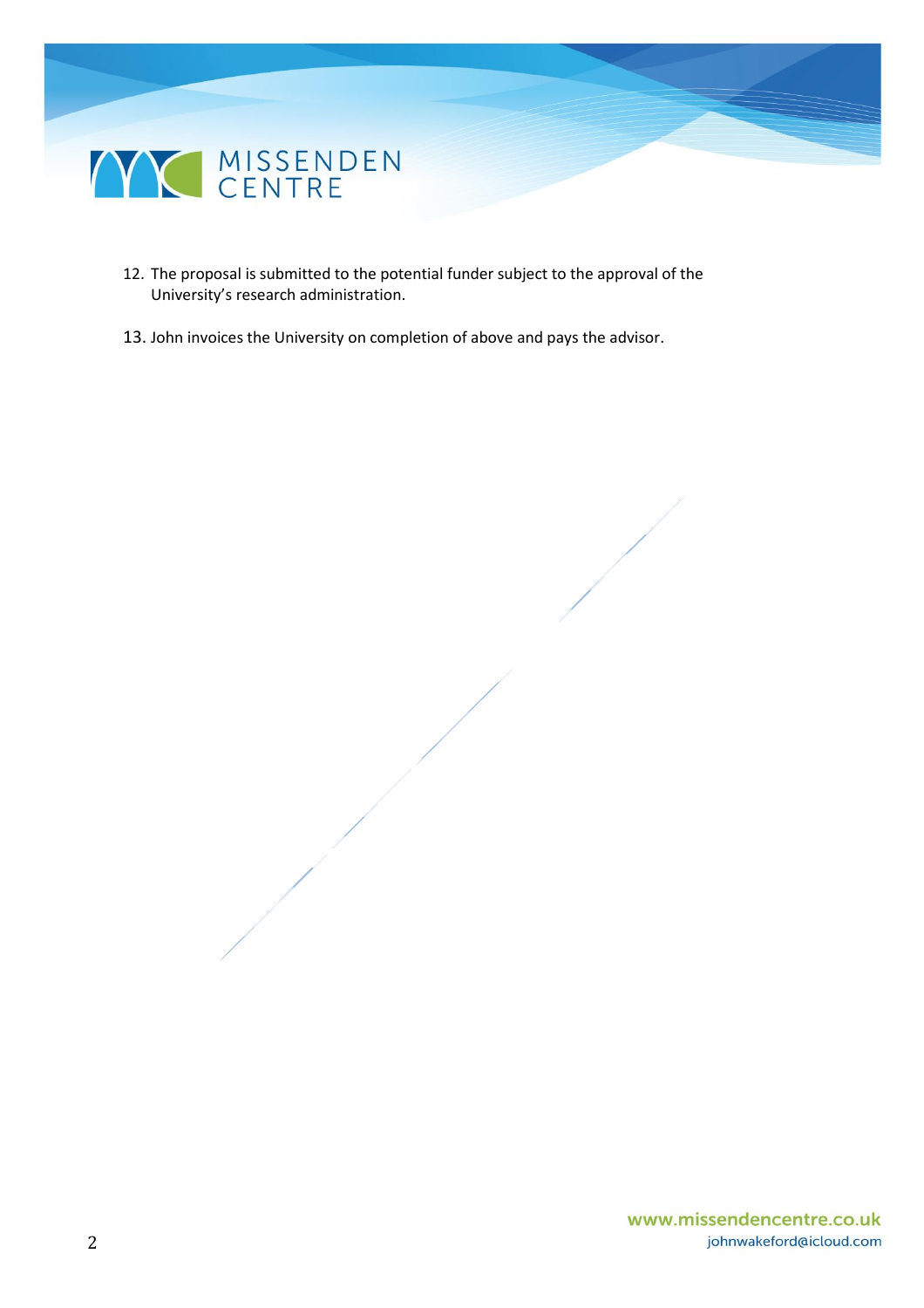12. The proposal is submitted to the potential funder subject to the approval of the University's research administration.

13. John invoices the University on completion of above and pays the advisor.